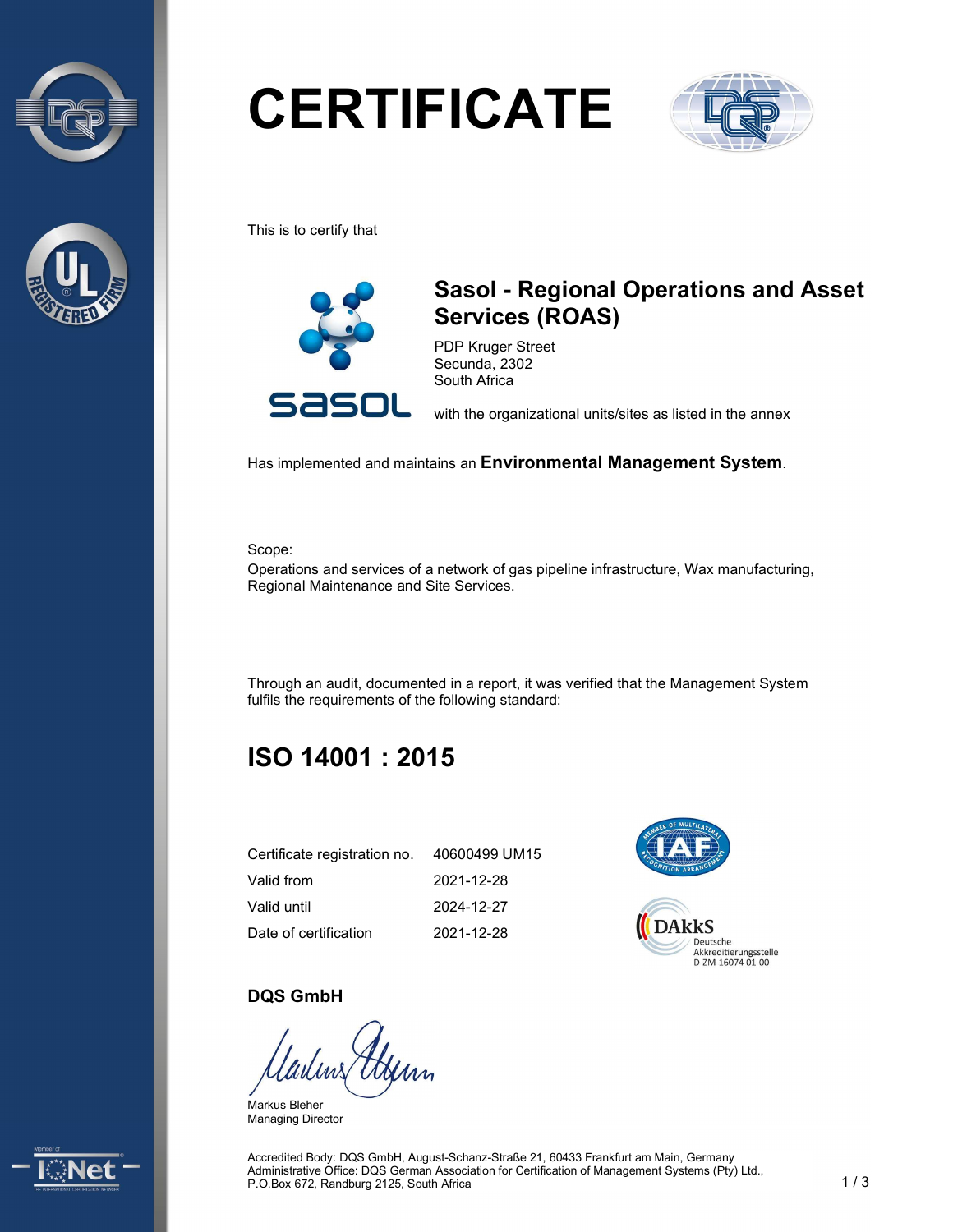# CERTIFICATE

This is to certify that

## Sasol - Regional Operations and Asset Services (ROAS)

PDP Kruger Street
Secunda, 2302
South Africa

with the organizational units/sites as listed in the annex

Has implemented and maintains an **Environmental Management System**.

Scope:
Operations and services of a network of gas pipeline infrastructure, Wax manufacturing, Regional Maintenance and Site Services.

Through an audit, documented in a report, it was verified that the Management System fulfils the requirements of the following standard:

## ISO 14001 : 2015

| | |
|---|---|
| Certificate registration no. | 40600499 UM15 |
| Valid from | 2021-12-28 |
| Valid until | 2024-12-27 |
| Date of certification | 2021-12-28 |

DAkkS Deutsche Akkreditierungsstelle D-ZM-16074-01-00

**DQS GmbH**

Markus Bleher
Managing Director

Accredited Body: DQS GmbH, August-Schanz-Straße 21, 60433 Frankfurt am Main, Germany
Administrative Office: DQS German Association for Certification of Management Systems (Pty) Ltd., P.O.Box 672, Randburg 2125, South Africa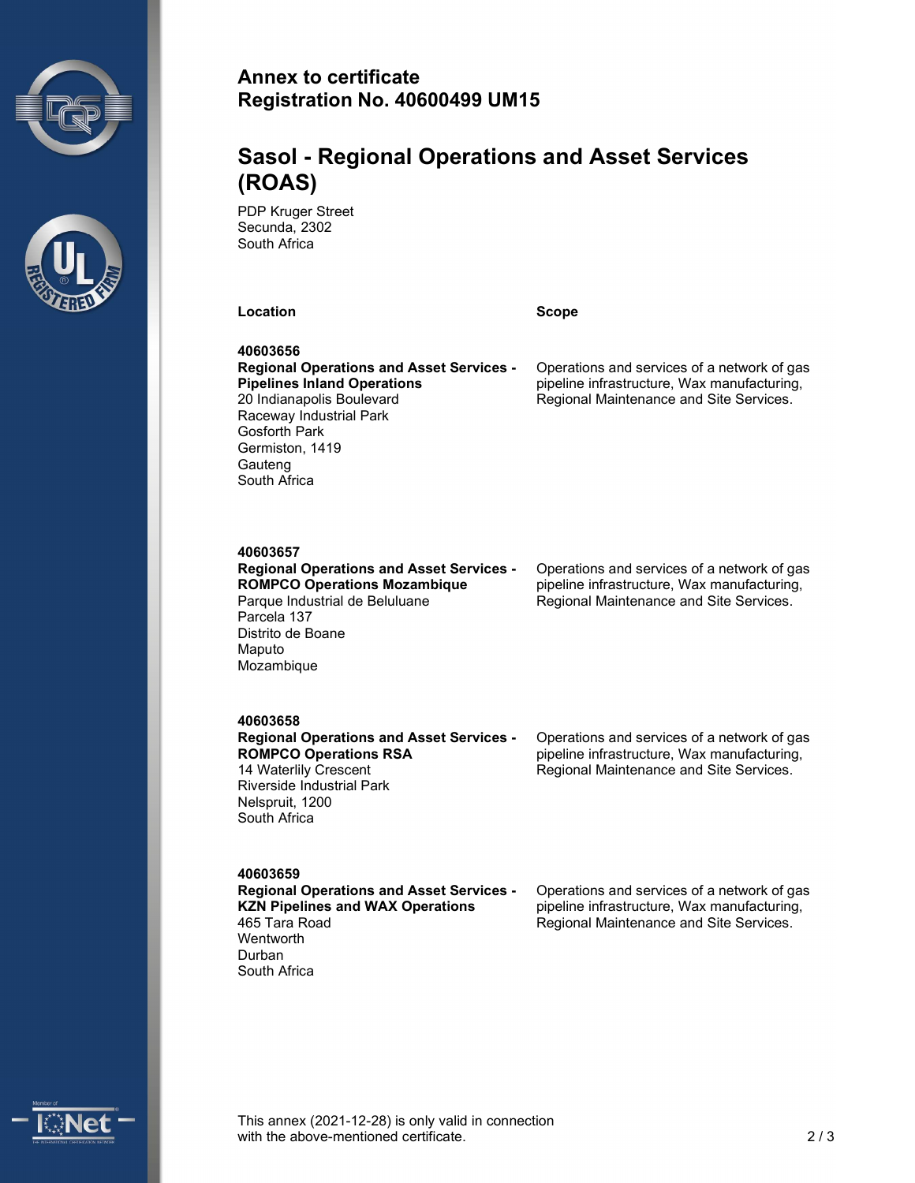# Annex to certificate
# Registration No. 40600499 UM15

## Sasol - Regional Operations and Asset Services (ROAS)

PDP Kruger Street
Secunda, 2302
South Africa

| Location | Scope |
|---|---|
| **40603656**<br>**Regional Operations and Asset Services - Pipelines Inland Operations**<br>20 Indianapolis Boulevard<br>Raceway Industrial Park<br>Gosforth Park<br>Germiston, 1419<br>Gauteng<br>South Africa | Operations and services of a network of gas pipeline infrastructure, Wax manufacturing, Regional Maintenance and Site Services. |
| **40603657**<br>**Regional Operations and Asset Services - ROMPCO Operations Mozambique**<br>Parque Industrial de Beluluane<br>Parcela 137<br>Distrito de Boane<br>Maputo<br>Mozambique | Operations and services of a network of gas pipeline infrastructure, Wax manufacturing, Regional Maintenance and Site Services. |
| **40603658**<br>**Regional Operations and Asset Services - ROMPCO Operations RSA**<br>14 Waterlily Crescent<br>Riverside Industrial Park<br>Nelspruit, 1200<br>South Africa | Operations and services of a network of gas pipeline infrastructure, Wax manufacturing, Regional Maintenance and Site Services. |
| **40603659**<br>**Regional Operations and Asset Services - KZN Pipelines and WAX Operations**<br>465 Tara Road<br>Wentworth<br>Durban<br>South Africa | Operations and services of a network of gas pipeline infrastructure, Wax manufacturing, Regional Maintenance and Site Services. |

This annex (2021-12-28) is only valid in connection with the above-mentioned certificate.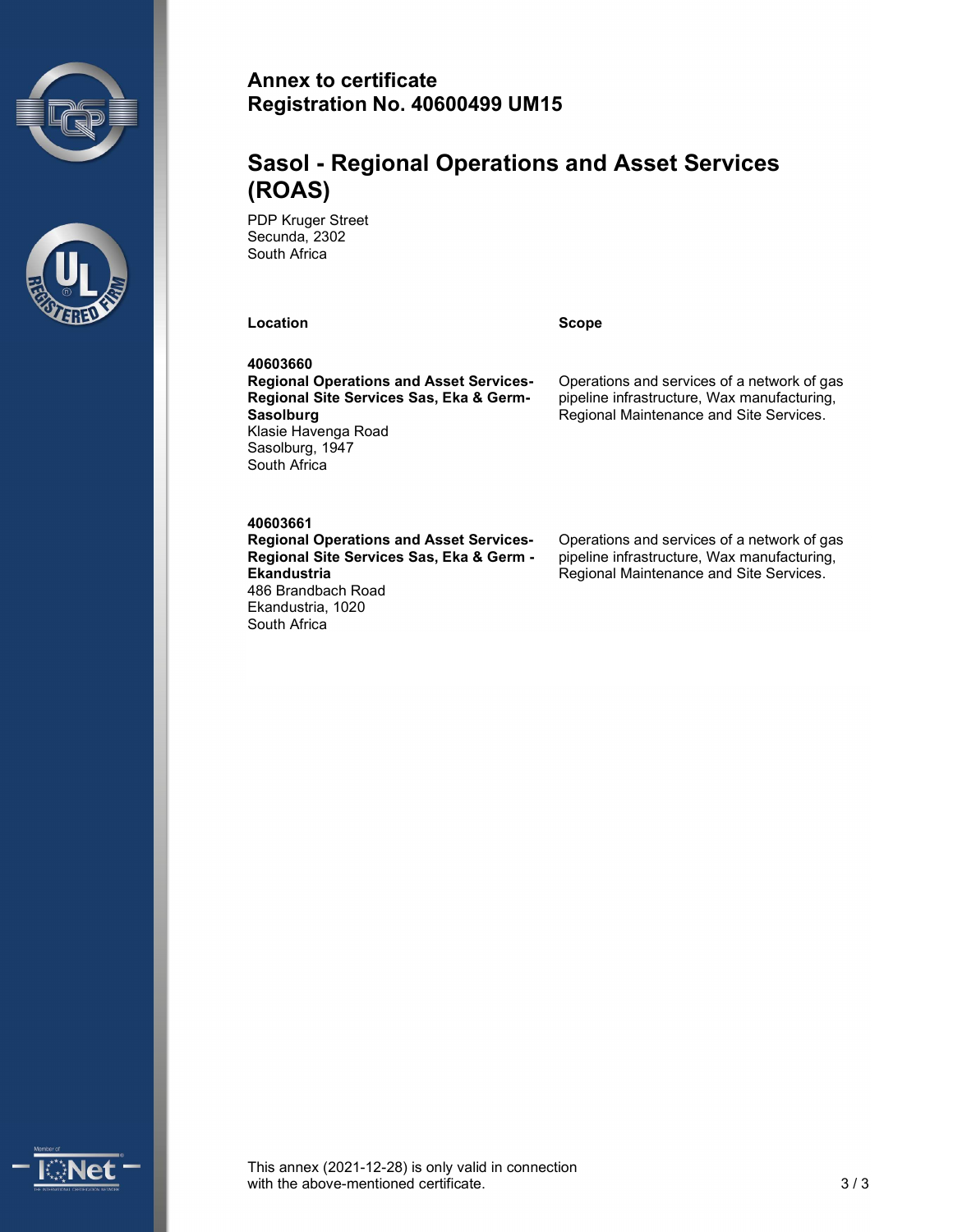**Annex to certificate**
**Registration No. 40600499 UM15**

# Sasol - Regional Operations and Asset Services (ROAS)

PDP Kruger Street
Secunda, 2302
South Africa

| Location | Scope |
| --- | --- |
| **40603660**<br>**Regional Operations and Asset Services-Regional Site Services Sas, Eka & Germ-Sasolburg**<br>Klasie Havenga Road<br>Sasolburg, 1947<br>South Africa | Operations and services of a network of gas pipeline infrastructure, Wax manufacturing, Regional Maintenance and Site Services. |
| **40603661**<br>**Regional Operations and Asset Services-Regional Site Services Sas, Eka & Germ - Ekandustria**<br>486 Brandbach Road<br>Ekandustria, 1020<br>South Africa | Operations and services of a network of gas pipeline infrastructure, Wax manufacturing, Regional Maintenance and Site Services. |

This annex (2021-12-28) is only valid in connection with the above-mentioned certificate.